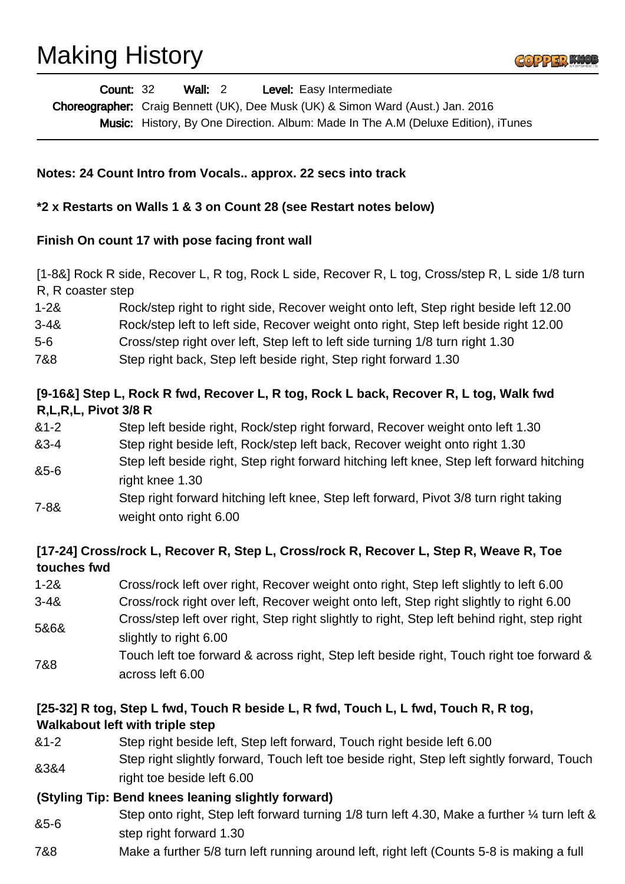# Making History

**Count:** 32 **Wall:** 2 **Level:** Easy Intermediate

**Choreographer:** Craig Bennett (UK), Dee Musk (UK) & Simon Ward (Aust.) Jan. 2016

**Music:** History, By One Direction. Album: Made In The A.M (Deluxe Edition), iTunes

**Notes: 24 Count Intro from Vocals.. approx. 22 secs into track**

**\*2 x Restarts on Walls 1 & 3 on Count 28 (see Restart notes below)**

**Finish On count 17 with pose facing front wall**

[1-8&] Rock R side, Recover L, R tog, Rock L side, Recover R, L tog, Cross/step R, L side 1/8 turn R, R coaster step

| | |
|---|---|
| 1-2& | Rock/step right to right side, Recover weight onto left, Step right beside left 12.00 |
| 3-4& | Rock/step left to left side, Recover weight onto right, Step left beside right 12.00 |
| 5-6 | Cross/step right over left, Step left to left side turning 1/8 turn right 1.30 |
| 7&8 | Step right back, Step left beside right, Step right forward 1.30 |

**[9-16&] Step L, Rock R fwd, Recover L, R tog, Rock L back, Recover R, L tog, Walk fwd R,L,R,L, Pivot 3/8 R**

| | |
|---|---|
| &1-2 | Step left beside right, Rock/step right forward, Recover weight onto left 1.30 |
| &3-4 | Step right beside left, Rock/step left back, Recover weight onto right 1.30 |
| &5-6 | Step left beside right, Step right forward hitching left knee, Step left forward hitching right knee 1.30 |
| 7-8& | Step right forward hitching left knee, Step left forward, Pivot 3/8 turn right taking weight onto right 6.00 |

**[17-24] Cross/rock L, Recover R, Step L, Cross/rock R, Recover L, Step R, Weave R, Toe touches fwd**

| | |
|---|---|
| 1-2& | Cross/rock left over right, Recover weight onto right, Step left slightly to left 6.00 |
| 3-4& | Cross/rock right over left, Recover weight onto left, Step right slightly to right 6.00 |
| 5&6& | Cross/step left over right, Step right slightly to right, Step left behind right, step right slightly to right 6.00 |
| 7&8 | Touch left toe forward & across right, Step left beside right, Touch right toe forward & across left 6.00 |

**[25-32] R tog, Step L fwd, Touch R beside L, R fwd, Touch L, L fwd, Touch R, R tog, Walkabout left with triple step**

| | |
|---|---|
| &1-2 | Step right beside left, Step left forward, Touch right beside left 6.00 |
| &3&4 | Step right slightly forward, Touch left toe beside right, Step left sightly forward, Touch right toe beside left 6.00 |

**(Styling Tip: Bend knees leaning slightly forward)**

| | |
|---|---|
| &5-6 | Step onto right, Step left forward turning 1/8 turn left 4.30, Make a further ¼ turn left & step right forward 1.30 |
| 7&8 | Make a further 5/8 turn left running around left, right left (Counts 5-8 is making a full |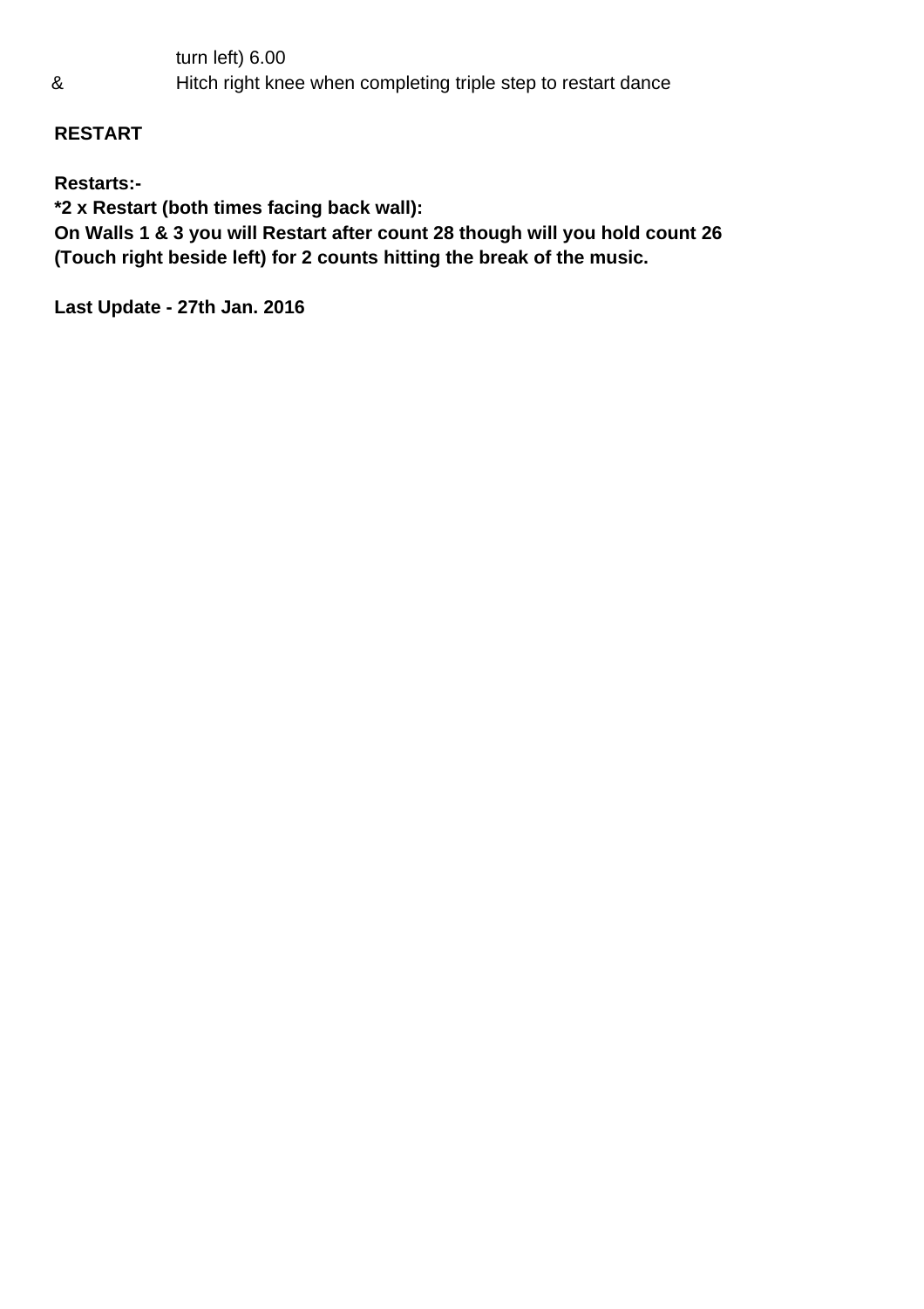|  |  |
|---|---|
|  | turn left) 6.00 |
| & | Hitch right knee when completing triple step to restart dance |

**RESTART**

**Restarts:-**
**\*2 x Restart (both times facing back wall):**
**On Walls 1 & 3 you will Restart after count 28 though will you hold count 26 (Touch right beside left) for 2 counts hitting the break of the music.**

**Last Update - 27th Jan. 2016**